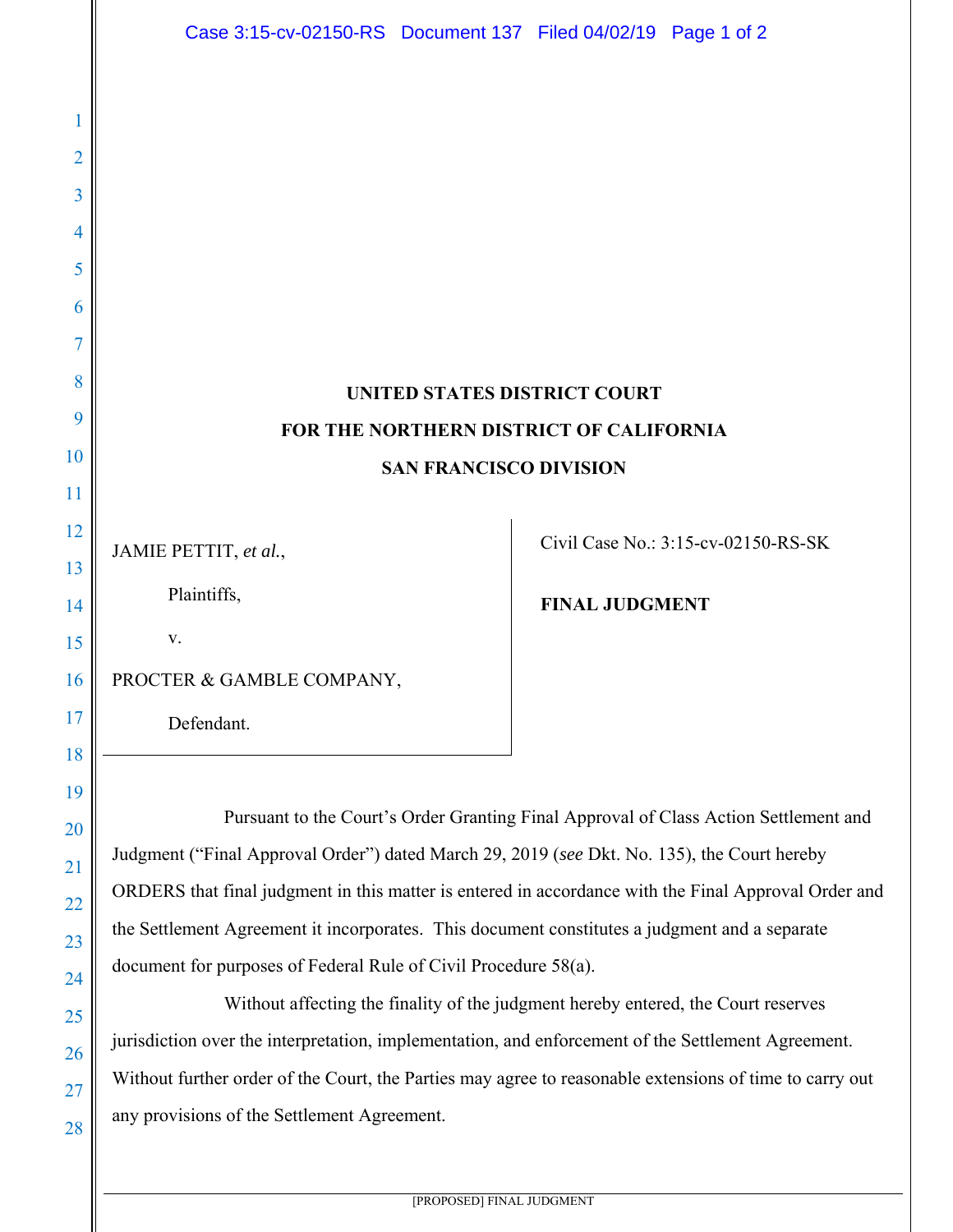**UNITED STATES DISTRICT COURT**

**FOR THE NORTHERN DISTRICT OF CALIFORNIA**

**SAN FRANCISCO DIVISION**

| | |
|---|---|
| JAMIE PETTIT, *et al.*,<br><br>Plaintiffs,<br><br>v.<br><br>PROCTER & GAMBLE COMPANY,<br><br>Defendant. | Civil Case No.: 3:15-cv-02150-RS-SK<br><br>**FINAL JUDGMENT** |

Pursuant to the Court's Order Granting Final Approval of Class Action Settlement and Judgment ("Final Approval Order") dated March 29, 2019 (*see* Dkt. No. 135), the Court hereby ORDERS that final judgment in this matter is entered in accordance with the Final Approval Order and the Settlement Agreement it incorporates. This document constitutes a judgment and a separate document for purposes of Federal Rule of Civil Procedure 58(a).

Without affecting the finality of the judgment hereby entered, the Court reserves jurisdiction over the interpretation, implementation, and enforcement of the Settlement Agreement. Without further order of the Court, the Parties may agree to reasonable extensions of time to carry out any provisions of the Settlement Agreement.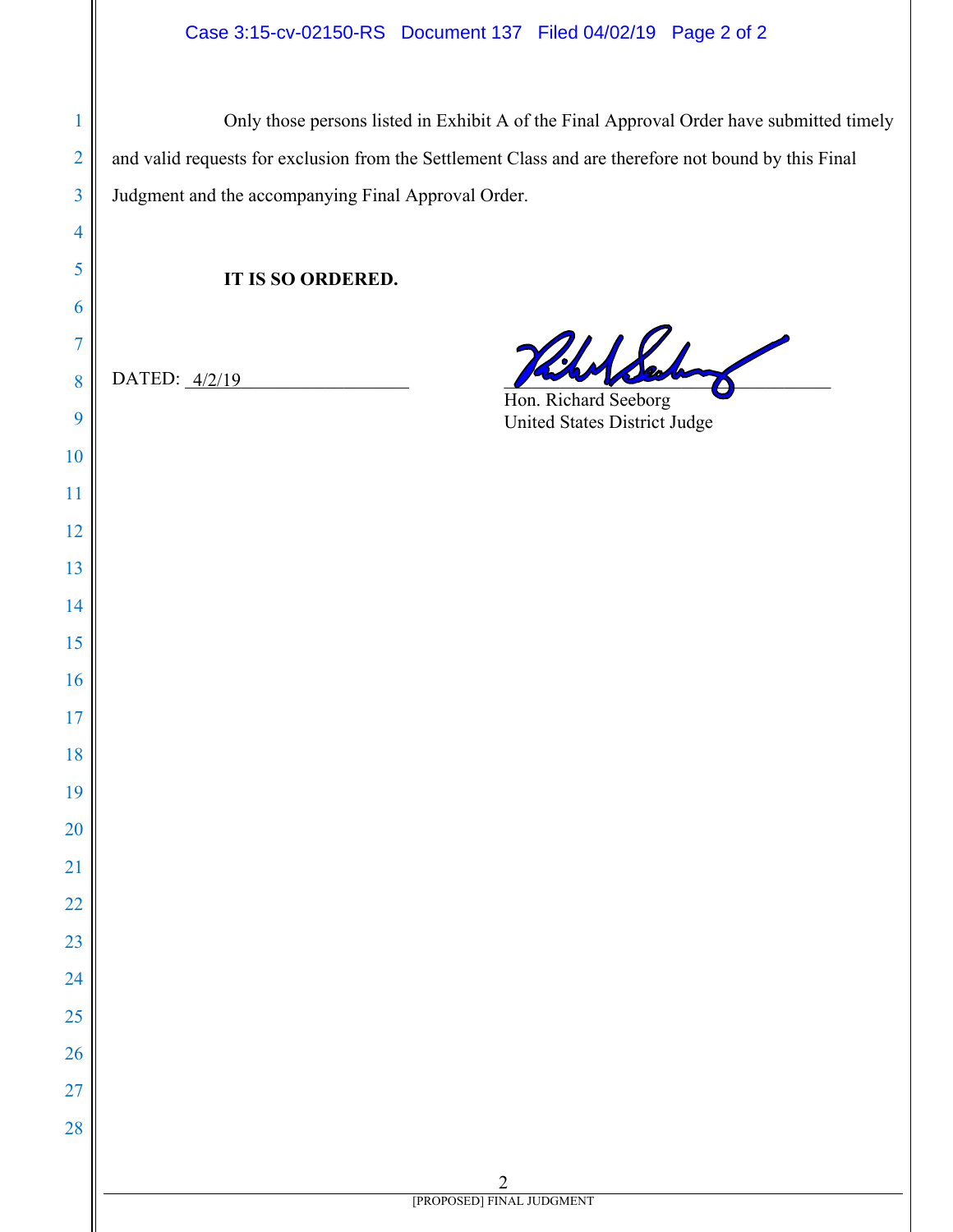Only those persons listed in Exhibit A of the Final Approval Order have submitted timely and valid requests for exclusion from the Settlement Class and are therefore not bound by this Final Judgment and the accompanying Final Approval Order.

**IT IS SO ORDERED.**

DATED: 4/2/19

Hon. Richard Seeborg
United States District Judge